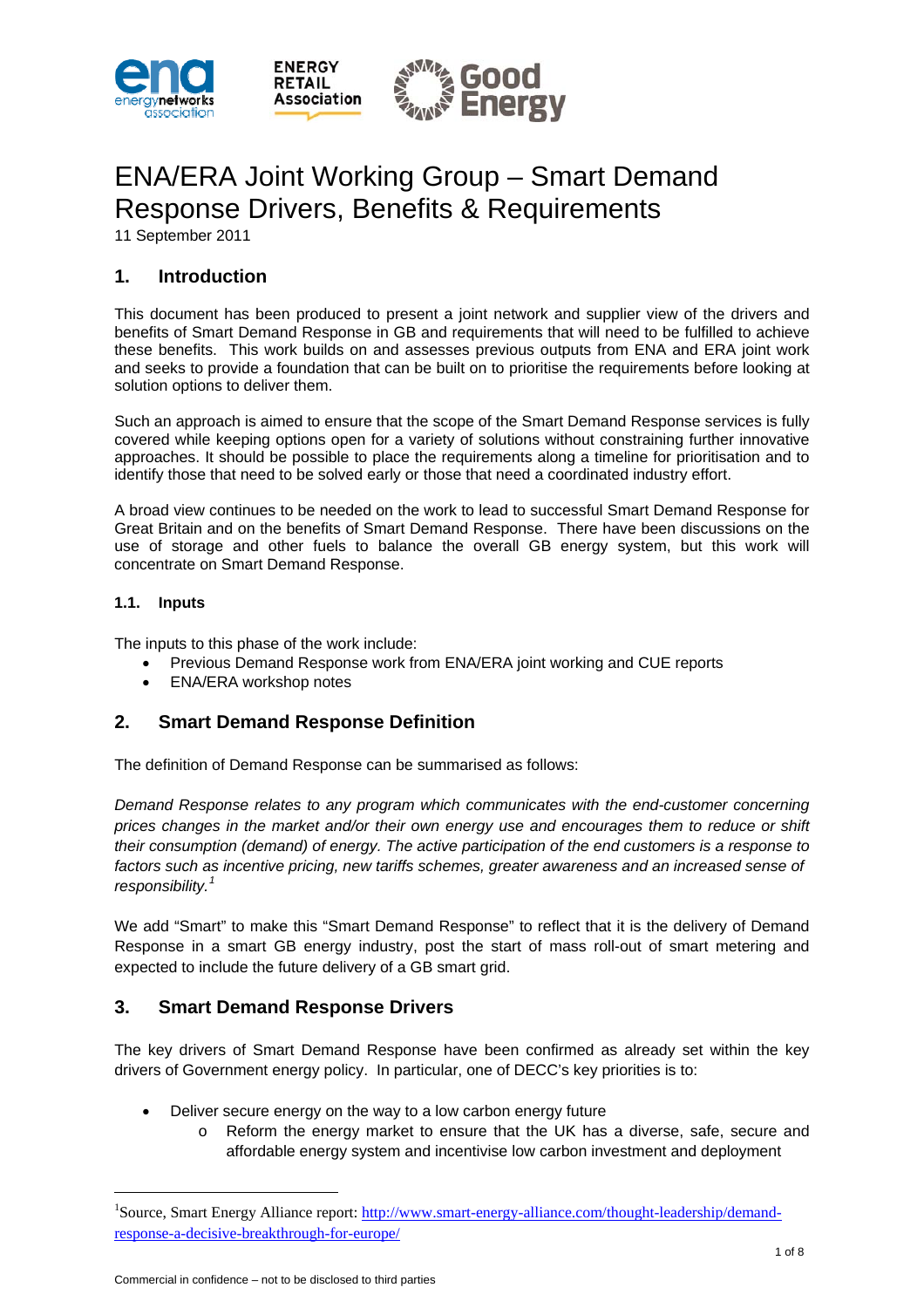# ENA/ERA Joint Working Group – Smart Demand Response Drivers, Benefits & Requirements

11 September 2011

## 1. Introduction

This document has been produced to present a joint network and supplier view of the drivers and benefits of Smart Demand Response in GB and requirements that will need to be fulfilled to achieve these benefits. This work builds on and assesses previous outputs from ENA and ERA joint work and seeks to provide a foundation that can be built on to prioritise the requirements before looking at solution options to deliver them.

Such an approach is aimed to ensure that the scope of the Smart Demand Response services is fully covered while keeping options open for a variety of solutions without constraining further innovative approaches. It should be possible to place the requirements along a timeline for prioritisation and to identify those that need to be solved early or those that need a coordinated industry effort.

A broad view continues to be needed on the work to lead to successful Smart Demand Response for Great Britain and on the benefits of Smart Demand Response. There have been discussions on the use of storage and other fuels to balance the overall GB energy system, but this work will concentrate on Smart Demand Response.

### 1.1. Inputs

The inputs to this phase of the work include:

- Previous Demand Response work from ENA/ERA joint working and CUE reports
- ENA/ERA workshop notes

## 2. Smart Demand Response Definition

The definition of Demand Response can be summarised as follows:

*Demand Response relates to any program which communicates with the end-customer concerning prices changes in the market and/or their own energy use and encourages them to reduce or shift their consumption (demand) of energy. The active participation of the end customers is a response to factors such as incentive pricing, new tariffs schemes, greater awareness and an increased sense of responsibility.*[1]

We add "Smart" to make this "Smart Demand Response" to reflect that it is the delivery of Demand Response in a smart GB energy industry, post the start of mass roll-out of smart metering and expected to include the future delivery of a GB smart grid.

## 3. Smart Demand Response Drivers

The key drivers of Smart Demand Response have been confirmed as already set within the key drivers of Government energy policy. In particular, one of DECC's key priorities is to:

- Deliver secure energy on the way to a low carbon energy future
  - Reform the energy market to ensure that the UK has a diverse, safe, secure and affordable energy system and incentivise low carbon investment and deployment

---

[1] Source, Smart Energy Alliance report: http://www.smart-energy-alliance.com/thought-leadership/demand-response-a-decisive-breakthrough-for-europe/

Commercial in confidence – not to be disclosed to third parties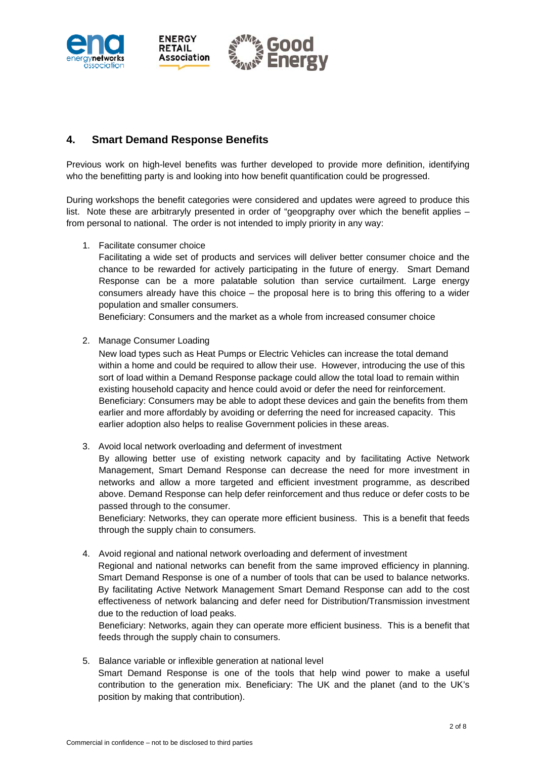## 4. Smart Demand Response Benefits

Previous work on high-level benefits was further developed to provide more definition, identifying who the benefitting party is and looking into how benefit quantification could be progressed.

During workshops the benefit categories were considered and updates were agreed to produce this list. Note these are arbitraryly presented in order of "geopgraphy over which the benefit applies – from personal to national. The order is not intended to imply priority in any way:

1. Facilitate consumer choice
   Facilitating a wide set of products and services will deliver better consumer choice and the chance to be rewarded for actively participating in the future of energy. Smart Demand Response can be a more palatable solution than service curtailment. Large energy consumers already have this choice – the proposal here is to bring this offering to a wider population and smaller consumers.
   Beneficiary: Consumers and the market as a whole from increased consumer choice

2. Manage Consumer Loading
   New load types such as Heat Pumps or Electric Vehicles can increase the total demand within a home and could be required to allow their use. However, introducing the use of this sort of load within a Demand Response package could allow the total load to remain within existing household capacity and hence could avoid or defer the need for reinforcement.
   Beneficiary: Consumers may be able to adopt these devices and gain the benefits from them earlier and more affordably by avoiding or deferring the need for increased capacity. This earlier adoption also helps to realise Government policies in these areas.

3. Avoid local network overloading and deferment of investment
   By allowing better use of existing network capacity and by facilitating Active Network Management, Smart Demand Response can decrease the need for more investment in networks and allow a more targeted and efficient investment programme, as described above. Demand Response can help defer reinforcement and thus reduce or defer costs to be passed through to the consumer.
   Beneficiary: Networks, they can operate more efficient business. This is a benefit that feeds through the supply chain to consumers.

4. Avoid regional and national network overloading and deferment of investment
   Regional and national networks can benefit from the same improved efficiency in planning. Smart Demand Response is one of a number of tools that can be used to balance networks. By facilitating Active Network Management Smart Demand Response can add to the cost effectiveness of network balancing and defer need for Distribution/Transmission investment due to the reduction of load peaks.
   Beneficiary: Networks, again they can operate more efficient business. This is a benefit that feeds through the supply chain to consumers.

5. Balance variable or inflexible generation at national level
   Smart Demand Response is one of the tools that help wind power to make a useful contribution to the generation mix. Beneficiary: The UK and the planet (and to the UK's position by making that contribution).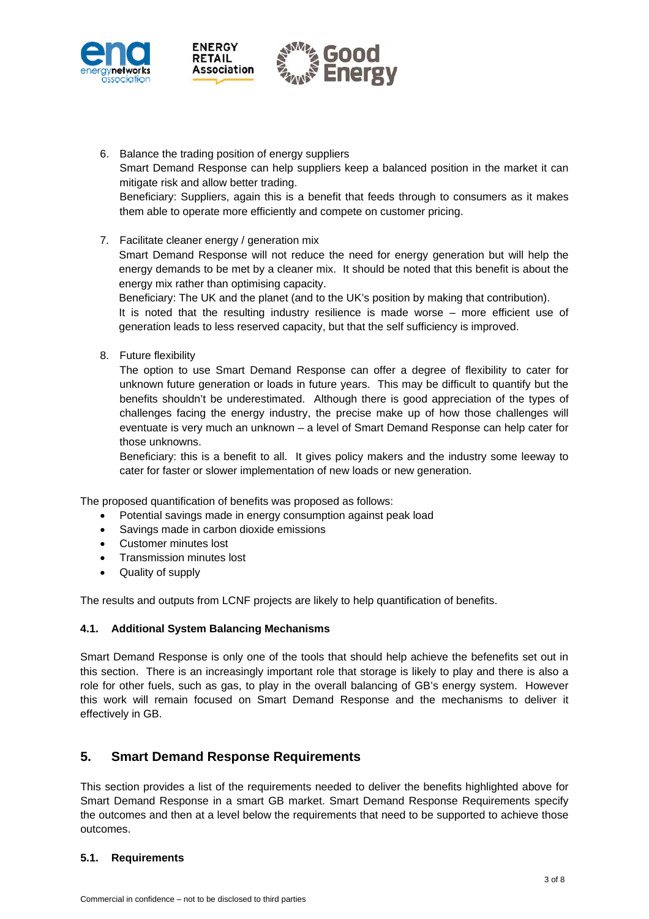6. Balance the trading position of energy suppliers
   Smart Demand Response can help suppliers keep a balanced position in the market it can mitigate risk and allow better trading.
   Beneficiary: Suppliers, again this is a benefit that feeds through to consumers as it makes them able to operate more efficiently and compete on customer pricing.

7. Facilitate cleaner energy / generation mix
   Smart Demand Response will not reduce the need for energy generation but will help the energy demands to be met by a cleaner mix. It should be noted that this benefit is about the energy mix rather than optimising capacity.
   Beneficiary: The UK and the planet (and to the UK's position by making that contribution).
   It is noted that the resulting industry resilience is made worse – more efficient use of generation leads to less reserved capacity, but that the self sufficiency is improved.

8. Future flexibility
   The option to use Smart Demand Response can offer a degree of flexibility to cater for unknown future generation or loads in future years. This may be difficult to quantify but the benefits shouldn't be underestimated. Although there is good appreciation of the types of challenges facing the energy industry, the precise make up of how those challenges will eventuate is very much an unknown – a level of Smart Demand Response can help cater for those unknowns.
   Beneficiary: this is a benefit to all. It gives policy makers and the industry some leeway to cater for faster or slower implementation of new loads or new generation.

The proposed quantification of benefits was proposed as follows:

- Potential savings made in energy consumption against peak load
- Savings made in carbon dioxide emissions
- Customer minutes lost
- Transmission minutes lost
- Quality of supply

The results and outputs from LCNF projects are likely to help quantification of benefits.

### 4.1. Additional System Balancing Mechanisms

Smart Demand Response is only one of the tools that should help achieve the befenefits set out in this section. There is an increasingly important role that storage is likely to play and there is also a role for other fuels, such as gas, to play in the overall balancing of GB's energy system. However this work will remain focused on Smart Demand Response and the mechanisms to deliver it effectively in GB.

## 5. Smart Demand Response Requirements

This section provides a list of the requirements needed to deliver the benefits highlighted above for Smart Demand Response in a smart GB market. Smart Demand Response Requirements specify the outcomes and then at a level below the requirements that need to be supported to achieve those outcomes.

### 5.1. Requirements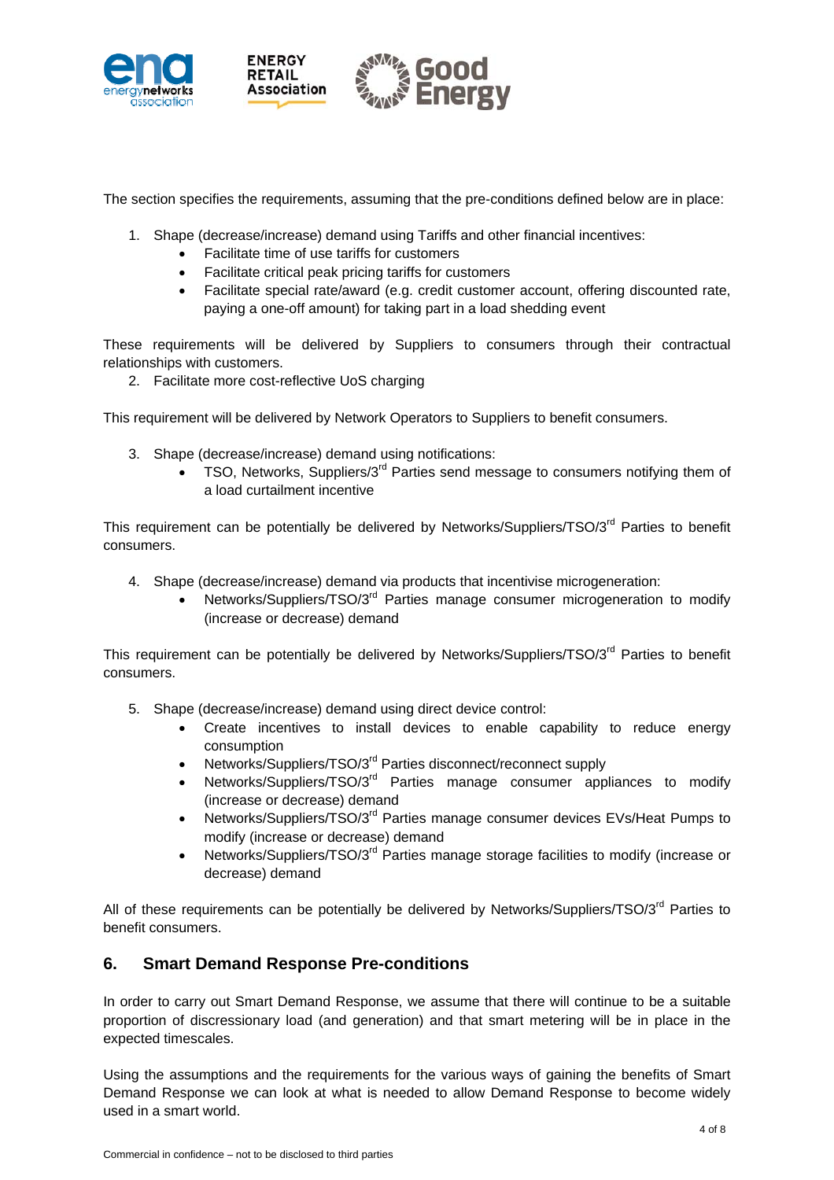The section specifies the requirements, assuming that the pre-conditions defined below are in place:

1. Shape (decrease/increase) demand using Tariffs and other financial incentives:
   - Facilitate time of use tariffs for customers
   - Facilitate critical peak pricing tariffs for customers
   - Facilitate special rate/award (e.g. credit customer account, offering discounted rate, paying a one-off amount) for taking part in a load shedding event

These requirements will be delivered by Suppliers to consumers through their contractual relationships with customers.

2. Facilitate more cost-reflective UoS charging

This requirement will be delivered by Network Operators to Suppliers to benefit consumers.

3. Shape (decrease/increase) demand using notifications:
   - TSO, Networks, Suppliers/3rd Parties send message to consumers notifying them of a load curtailment incentive

This requirement can be potentially be delivered by Networks/Suppliers/TSO/3rd Parties to benefit consumers.

4. Shape (decrease/increase) demand via products that incentivise microgeneration:
   - Networks/Suppliers/TSO/3rd Parties manage consumer microgeneration to modify (increase or decrease) demand

This requirement can be potentially be delivered by Networks/Suppliers/TSO/3rd Parties to benefit consumers.

5. Shape (decrease/increase) demand using direct device control:
   - Create incentives to install devices to enable capability to reduce energy consumption
   - Networks/Suppliers/TSO/3rd Parties disconnect/reconnect supply
   - Networks/Suppliers/TSO/3rd Parties manage consumer appliances to modify (increase or decrease) demand
   - Networks/Suppliers/TSO/3rd Parties manage consumer devices EVs/Heat Pumps to modify (increase or decrease) demand
   - Networks/Suppliers/TSO/3rd Parties manage storage facilities to modify (increase or decrease) demand

All of these requirements can be potentially be delivered by Networks/Suppliers/TSO/3rd Parties to benefit consumers.

## 6. Smart Demand Response Pre-conditions

In order to carry out Smart Demand Response, we assume that there will continue to be a suitable proportion of discressionary load (and generation) and that smart metering will be in place in the expected timescales.

Using the assumptions and the requirements for the various ways of gaining the benefits of Smart Demand Response we can look at what is needed to allow Demand Response to become widely used in a smart world.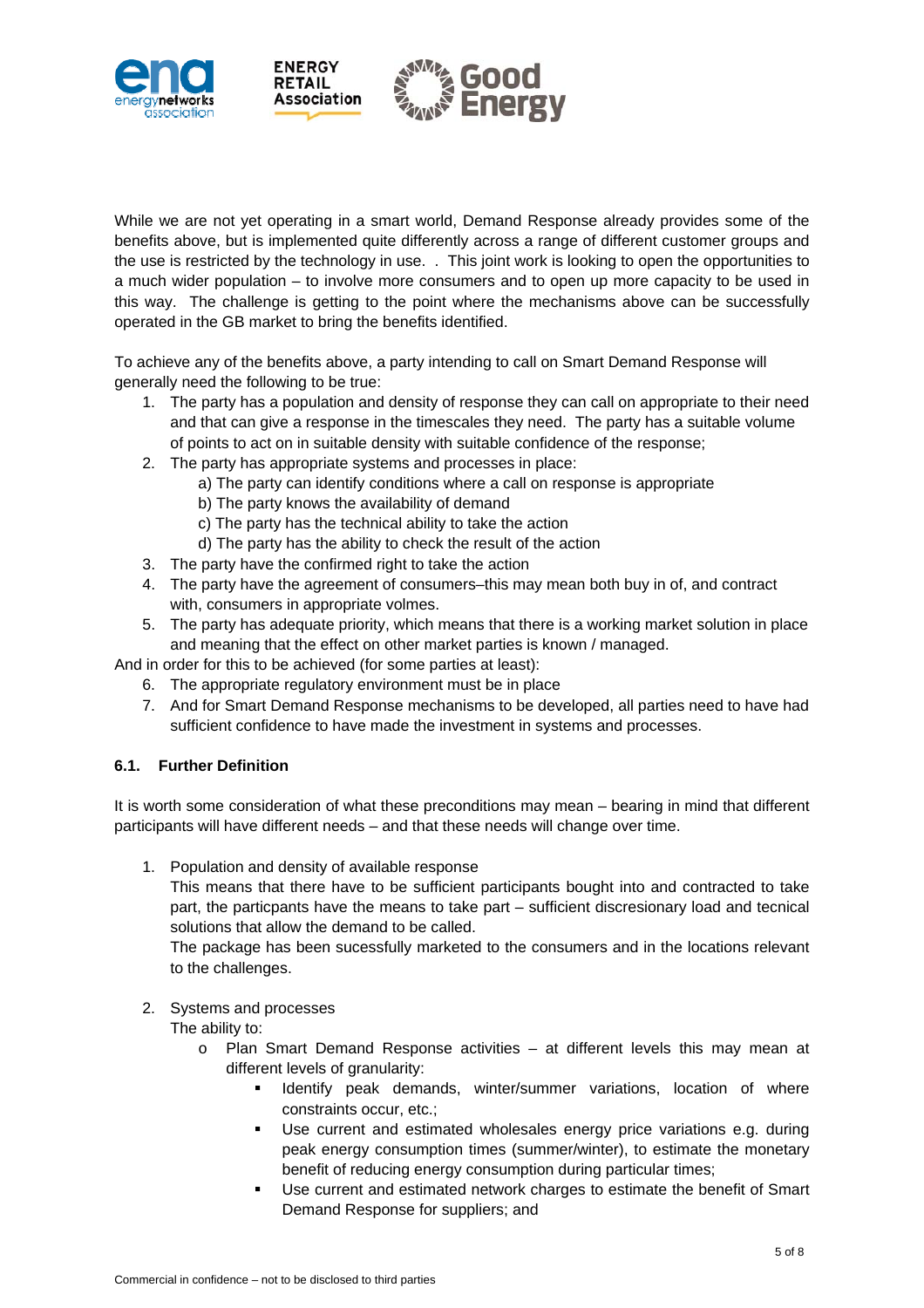While we are not yet operating in a smart world, Demand Response already provides some of the benefits above, but is implemented quite differently across a range of different customer groups and the use is restricted by the technology in use. . This joint work is looking to open the opportunities to a much wider population – to involve more consumers and to open up more capacity to be used in this way. The challenge is getting to the point where the mechanisms above can be successfully operated in the GB market to bring the benefits identified.

To achieve any of the benefits above, a party intending to call on Smart Demand Response will generally need the following to be true:

1. The party has a population and density of response they can call on appropriate to their need and that can give a response in the timescales they need. The party has a suitable volume of points to act on in suitable density with suitable confidence of the response;
2. The party has appropriate systems and processes in place:
   a) The party can identify conditions where a call on response is appropriate
   b) The party knows the availability of demand
   c) The party has the technical ability to take the action
   d) The party has the ability to check the result of the action
3. The party have the confirmed right to take the action
4. The party have the agreement of consumers–this may mean both buy in of, and contract with, consumers in appropriate volmes.
5. The party has adequate priority, which means that there is a working market solution in place and meaning that the effect on other market parties is known / managed.

And in order for this to be achieved (for some parties at least):

6. The appropriate regulatory environment must be in place
7. And for Smart Demand Response mechanisms to be developed, all parties need to have had sufficient confidence to have made the investment in systems and processes.

### 6.1. Further Definition

It is worth some consideration of what these preconditions may mean – bearing in mind that different participants will have different needs – and that these needs will change over time.

1. Population and density of available response
   This means that there have to be sufficient participants bought into and contracted to take part, the particpants have the means to take part – sufficient discresionary load and tecnical solutions that allow the demand to be called.
   The package has been sucessfully marketed to the consumers and in the locations relevant to the challenges.

2. Systems and processes
   The ability to:
   - Plan Smart Demand Response activities – at different levels this may mean at different levels of granularity:
     - Identify peak demands, winter/summer variations, location of where constraints occur, etc.;
     - Use current and estimated wholesales energy price variations e.g. during peak energy consumption times (summer/winter), to estimate the monetary benefit of reducing energy consumption during particular times;
     - Use current and estimated network charges to estimate the benefit of Smart Demand Response for suppliers; and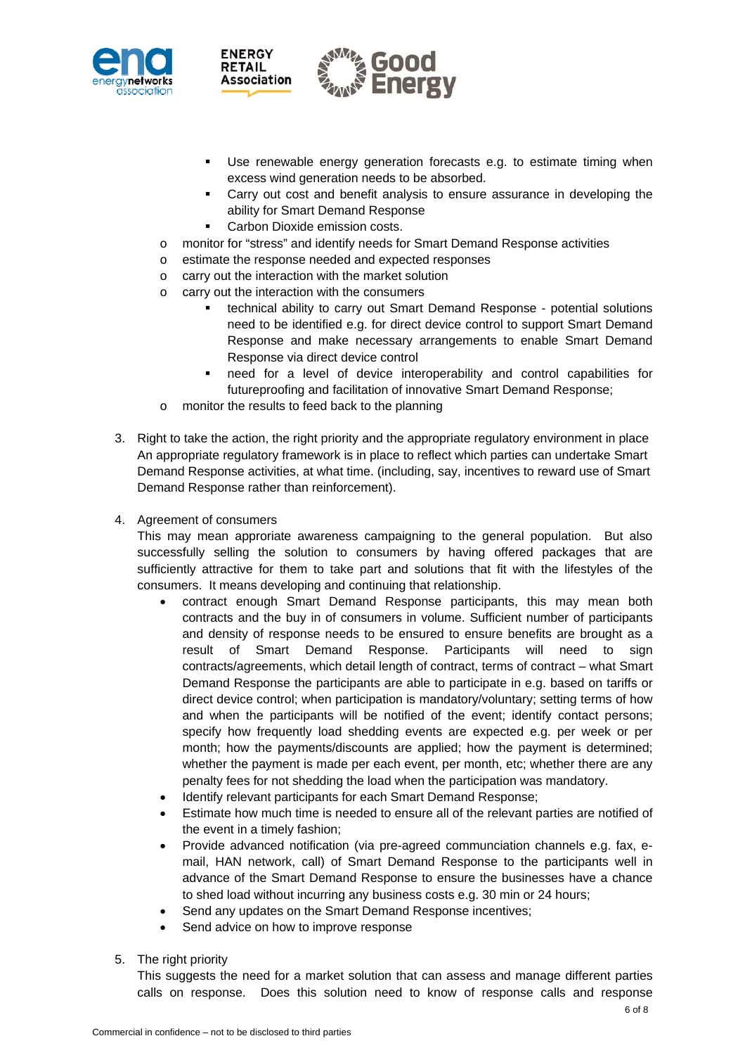- Use renewable energy generation forecasts e.g. to estimate timing when excess wind generation needs to be absorbed.
        - Carry out cost and benefit analysis to ensure assurance in developing the ability for Smart Demand Response
        - Carbon Dioxide emission costs.
    - monitor for "stress" and identify needs for Smart Demand Response activities
    - estimate the response needed and expected responses
    - carry out the interaction with the market solution
    - carry out the interaction with the consumers
        - technical ability to carry out Smart Demand Response - potential solutions need to be identified e.g. for direct device control to support Smart Demand Response and make necessary arrangements to enable Smart Demand Response via direct device control
        - need for a level of device interoperability and control capabilities for futureproofing and facilitation of innovative Smart Demand Response;
    - monitor the results to feed back to the planning

3. Right to take the action, the right priority and the appropriate regulatory environment in place
   An appropriate regulatory framework is in place to reflect which parties can undertake Smart Demand Response activities, at what time. (including, say, incentives to reward use of Smart Demand Response rather than reinforcement).

4. Agreement of consumers
   This may mean appropriate awareness campaigning to the general population. But also successfully selling the solution to consumers by having offered packages that are sufficiently attractive for them to take part and solutions that fit with the lifestyles of the consumers. It means developing and continuing that relationship.
    - contract enough Smart Demand Response participants, this may mean both contracts and the buy in of consumers in volume. Sufficient number of participants and density of response needs to be ensured to ensure benefits are brought as a result of Smart Demand Response. Participants will need to sign contracts/agreements, which detail length of contract, terms of contract – what Smart Demand Response the participants are able to participate in e.g. based on tariffs or direct device control; when participation is mandatory/voluntary; setting terms of how and when the participants will be notified of the event; identify contact persons; specify how frequently load shedding events are expected e.g. per week or per month; how the payments/discounts are applied; how the payment is determined; whether the payment is made per each event, per month, etc; whether there are any penalty fees for not shedding the load when the participation was mandatory.
    - Identify relevant participants for each Smart Demand Response;
    - Estimate how much time is needed to ensure all of the relevant parties are notified of the event in a timely fashion;
    - Provide advanced notification (via pre-agreed communciation channels e.g. fax, e-mail, HAN network, call) of Smart Demand Response to the participants well in advance of the Smart Demand Response to ensure the businesses have a chance to shed load without incurring any business costs e.g. 30 min or 24 hours;
    - Send any updates on the Smart Demand Response incentives;
    - Send advice on how to improve response

5. The right priority
   This suggests the need for a market solution that can assess and manage different parties calls on response. Does this solution need to know of response calls and response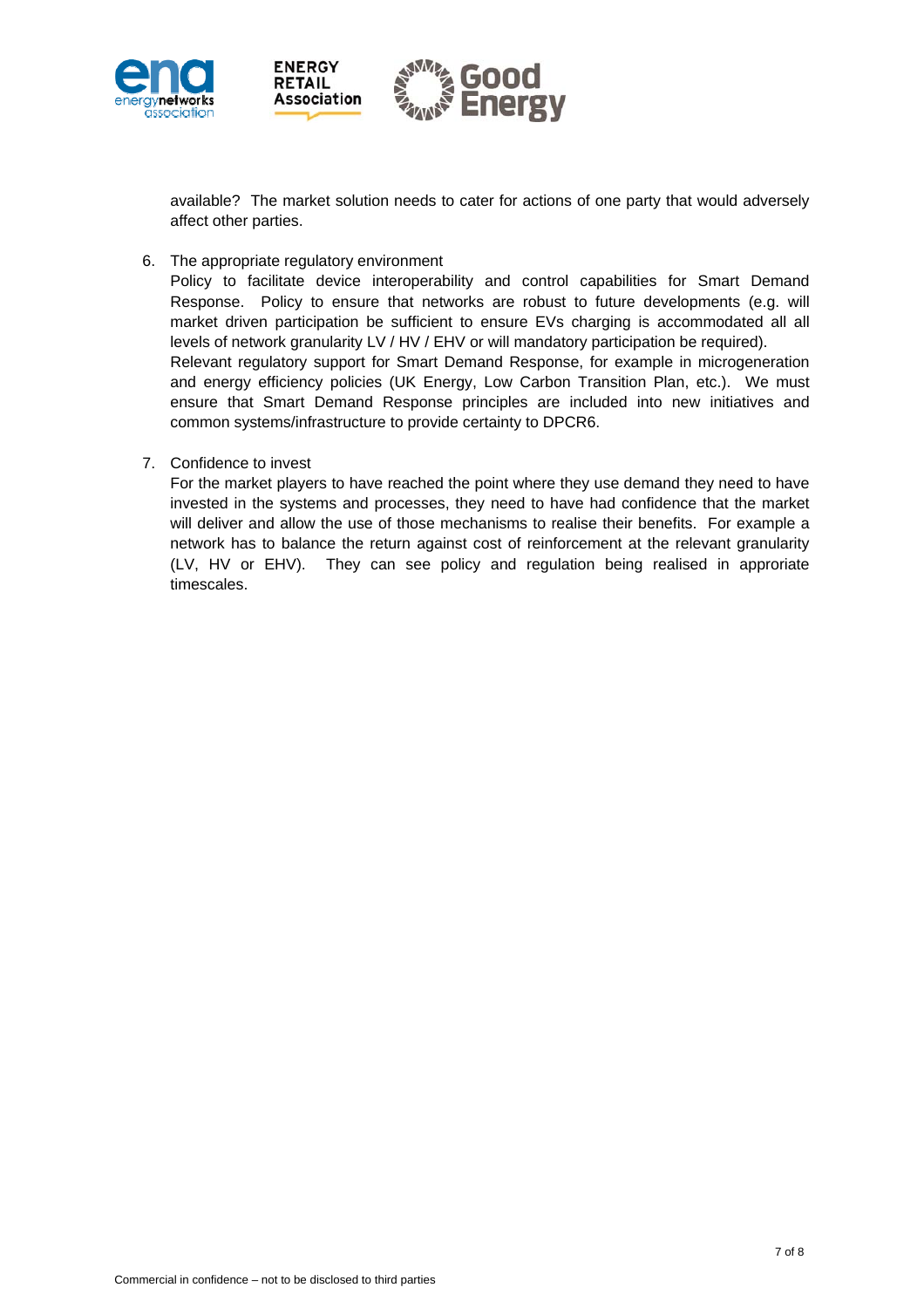available? The market solution needs to cater for actions of one party that would adversely affect other parties.

6. The appropriate regulatory environment
   Policy to facilitate device interoperability and control capabilities for Smart Demand Response. Policy to ensure that networks are robust to future developments (e.g. will market driven participation be sufficient to ensure EVs charging is accommodated all all levels of network granularity LV / HV / EHV or will mandatory participation be required).
   Relevant regulatory support for Smart Demand Response, for example in microgeneration and energy efficiency policies (UK Energy, Low Carbon Transition Plan, etc.). We must ensure that Smart Demand Response principles are included into new initiatives and common systems/infrastructure to provide certainty to DPCR6.

7. Confidence to invest
   For the market players to have reached the point where they use demand they need to have invested in the systems and processes, they need to have had confidence that the market will deliver and allow the use of those mechanisms to realise their benefits. For example a network has to balance the return against cost of reinforcement at the relevant granularity (LV, HV or EHV). They can see policy and regulation being realised in approriate timescales.

Commercial in confidence – not to be disclosed to third parties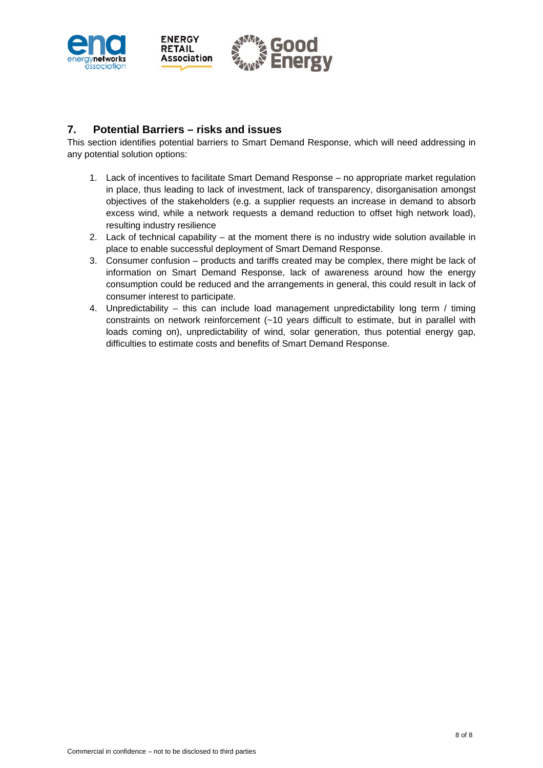## 7. Potential Barriers – risks and issues

This section identifies potential barriers to Smart Demand Response, which will need addressing in any potential solution options:

1. Lack of incentives to facilitate Smart Demand Response – no appropriate market regulation in place, thus leading to lack of investment, lack of transparency, disorganisation amongst objectives of the stakeholders (e.g. a supplier requests an increase in demand to absorb excess wind, while a network requests a demand reduction to offset high network load), resulting industry resilience
2. Lack of technical capability – at the moment there is no industry wide solution available in place to enable successful deployment of Smart Demand Response.
3. Consumer confusion – products and tariffs created may be complex, there might be lack of information on Smart Demand Response, lack of awareness around how the energy consumption could be reduced and the arrangements in general, this could result in lack of consumer interest to participate.
4. Unpredictability – this can include load management unpredictability long term / timing constraints on network reinforcement (~10 years difficult to estimate, but in parallel with loads coming on), unpredictability of wind, solar generation, thus potential energy gap, difficulties to estimate costs and benefits of Smart Demand Response.

Commercial in confidence – not to be disclosed to third parties